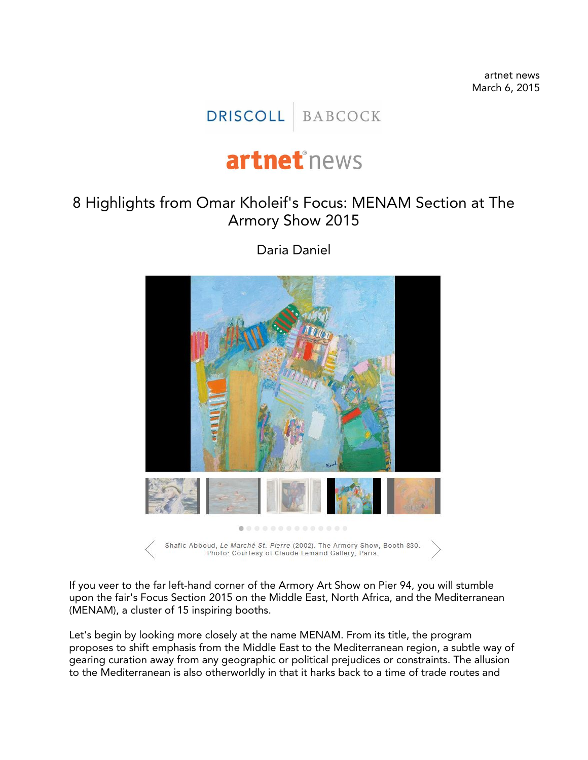artnet news
March 6, 2015

DRISCOLL | BABCOCK

artnet news

# 8 Highlights from Omar Kholeif's Focus: MENAM Section at The Armory Show 2015

Daria Daniel

Shafic Abboud, *Le Marché St. Pierre* (2002). The Armory Show, Booth 830. Photo: Courtesy of Claude Lemand Gallery, Paris.

If you veer to the far left-hand corner of the Armory Art Show on Pier 94, you will stumble upon the fair's Focus Section 2015 on the Middle East, North Africa, and the Mediterranean (MENAM), a cluster of 15 inspiring booths.

Let's begin by looking more closely at the name MENAM. From its title, the program proposes to shift emphasis from the Middle East to the Mediterranean region, a subtle way of gearing curation away from any geographic or political prejudices or constraints. The allusion to the Mediterranean is also otherworldly in that it harks back to a time of trade routes and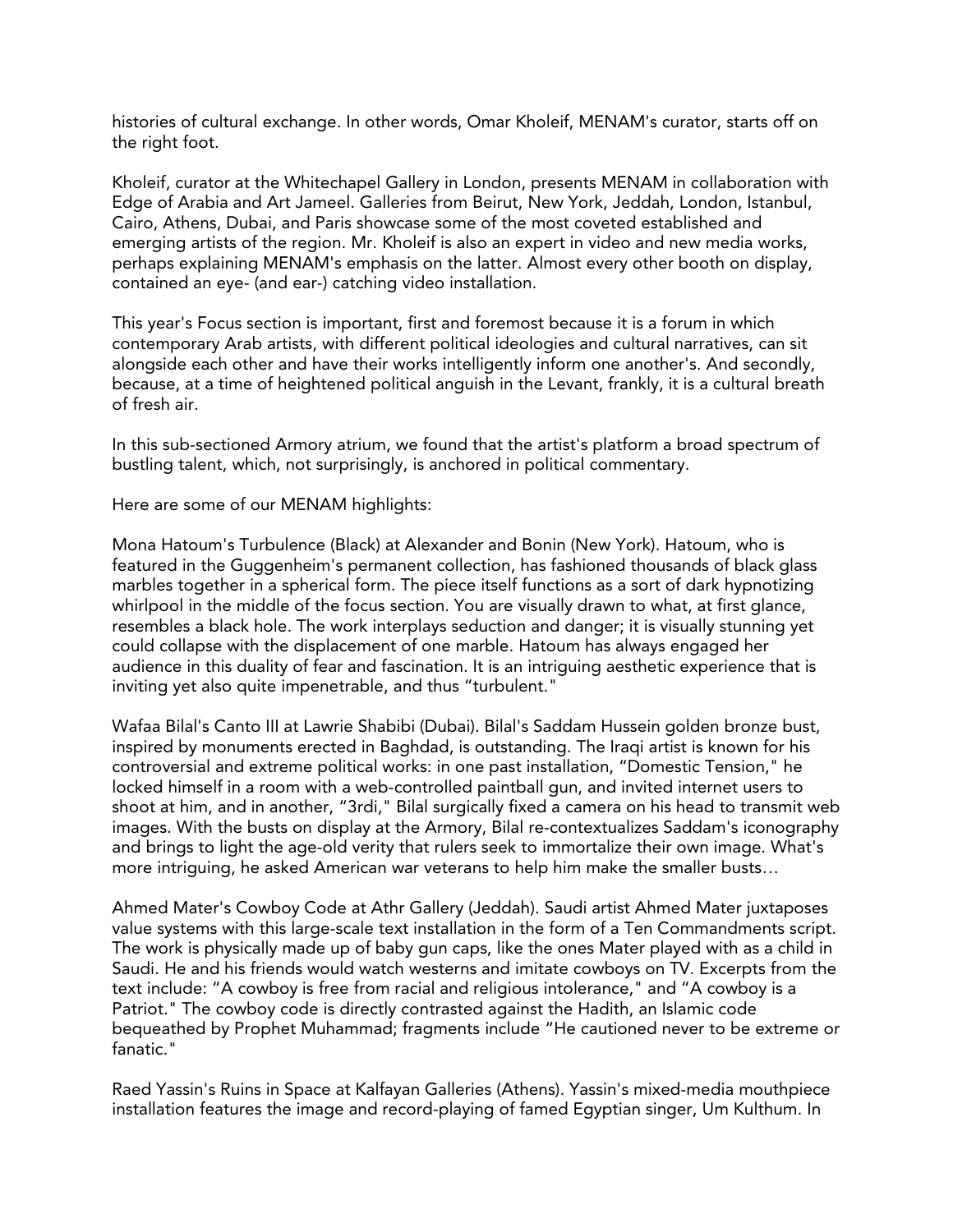histories of cultural exchange. In other words, Omar Kholeif, MENAM's curator, starts off on the right foot.

Kholeif, curator at the Whitechapel Gallery in London, presents MENAM in collaboration with Edge of Arabia and Art Jameel. Galleries from Beirut, New York, Jeddah, London, Istanbul, Cairo, Athens, Dubai, and Paris showcase some of the most coveted established and emerging artists of the region. Mr. Kholeif is also an expert in video and new media works, perhaps explaining MENAM's emphasis on the latter. Almost every other booth on display, contained an eye- (and ear-) catching video installation.

This year's Focus section is important, first and foremost because it is a forum in which contemporary Arab artists, with different political ideologies and cultural narratives, can sit alongside each other and have their works intelligently inform one another's. And secondly, because, at a time of heightened political anguish in the Levant, frankly, it is a cultural breath of fresh air.

In this sub-sectioned Armory atrium, we found that the artist's platform a broad spectrum of bustling talent, which, not surprisingly, is anchored in political commentary.

Here are some of our MENAM highlights:

Mona Hatoum's Turbulence (Black) at Alexander and Bonin (New York). Hatoum, who is featured in the Guggenheim's permanent collection, has fashioned thousands of black glass marbles together in a spherical form. The piece itself functions as a sort of dark hypnotizing whirlpool in the middle of the focus section. You are visually drawn to what, at first glance, resembles a black hole. The work interplays seduction and danger; it is visually stunning yet could collapse with the displacement of one marble. Hatoum has always engaged her audience in this duality of fear and fascination. It is an intriguing aesthetic experience that is inviting yet also quite impenetrable, and thus "turbulent."

Wafaa Bilal's Canto III at Lawrie Shabibi (Dubai). Bilal's Saddam Hussein golden bronze bust, inspired by monuments erected in Baghdad, is outstanding. The Iraqi artist is known for his controversial and extreme political works: in one past installation, "Domestic Tension," he locked himself in a room with a web-controlled paintball gun, and invited internet users to shoot at him, and in another, "3rdi," Bilal surgically fixed a camera on his head to transmit web images. With the busts on display at the Armory, Bilal re-contextualizes Saddam's iconography and brings to light the age-old verity that rulers seek to immortalize their own image. What's more intriguing, he asked American war veterans to help him make the smaller busts…

Ahmed Mater's Cowboy Code at Athr Gallery (Jeddah). Saudi artist Ahmed Mater juxtaposes value systems with this large-scale text installation in the form of a Ten Commandments script. The work is physically made up of baby gun caps, like the ones Mater played with as a child in Saudi. He and his friends would watch westerns and imitate cowboys on TV. Excerpts from the text include: "A cowboy is free from racial and religious intolerance," and "A cowboy is a Patriot." The cowboy code is directly contrasted against the Hadith, an Islamic code bequeathed by Prophet Muhammad; fragments include "He cautioned never to be extreme or fanatic."

Raed Yassin's Ruins in Space at Kalfayan Galleries (Athens). Yassin's mixed-media mouthpiece installation features the image and record-playing of famed Egyptian singer, Um Kulthum. In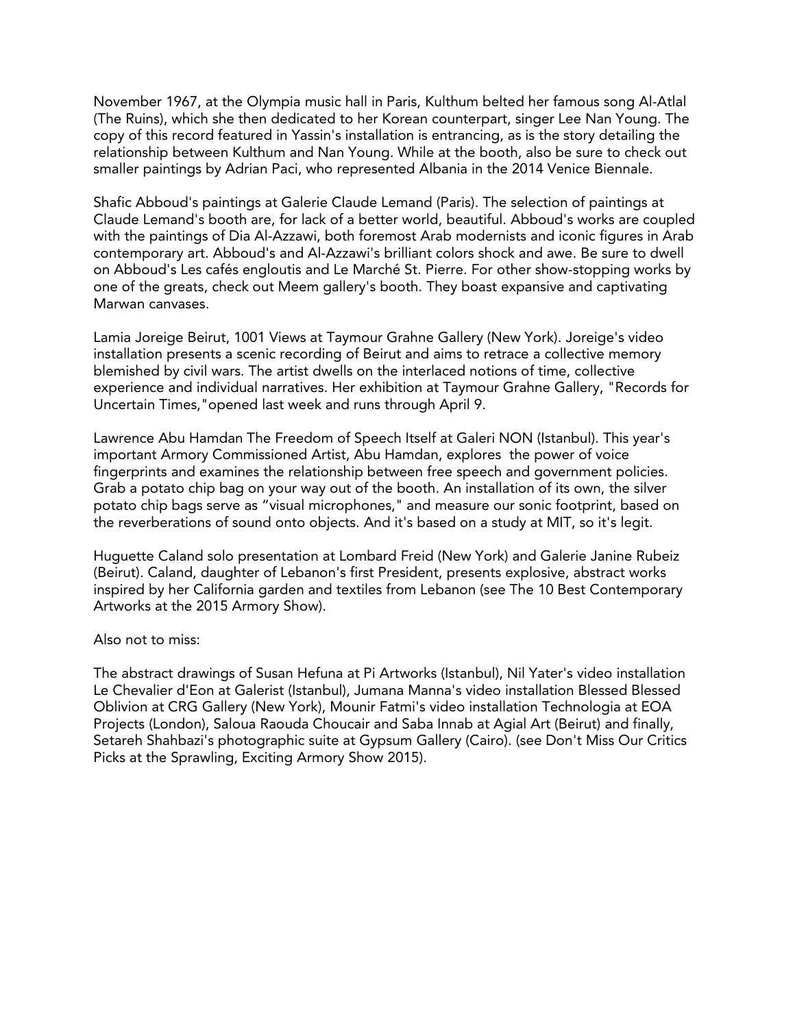November 1967, at the Olympia music hall in Paris, Kulthum belted her famous song Al-Atlal (The Ruins), which she then dedicated to her Korean counterpart, singer Lee Nan Young. The copy of this record featured in Yassin's installation is entrancing, as is the story detailing the relationship between Kulthum and Nan Young. While at the booth, also be sure to check out smaller paintings by Adrian Paci, who represented Albania in the 2014 Venice Biennale.

Shafic Abboud's paintings at Galerie Claude Lemand (Paris). The selection of paintings at Claude Lemand's booth are, for lack of a better world, beautiful. Abboud's works are coupled with the paintings of Dia Al-Azzawi, both foremost Arab modernists and iconic figures in Arab contemporary art. Abboud's and Al-Azzawi's brilliant colors shock and awe. Be sure to dwell on Abboud's Les cafés engloutis and Le Marché St. Pierre. For other show-stopping works by one of the greats, check out Meem gallery's booth. They boast expansive and captivating Marwan canvases.

Lamia Joreige Beirut, 1001 Views at Taymour Grahne Gallery (New York). Joreige's video installation presents a scenic recording of Beirut and aims to retrace a collective memory blemished by civil wars. The artist dwells on the interlaced notions of time, collective experience and individual narratives. Her exhibition at Taymour Grahne Gallery, "Records for Uncertain Times,"opened last week and runs through April 9.

Lawrence Abu Hamdan The Freedom of Speech Itself at Galeri NON (Istanbul). This year's important Armory Commissioned Artist, Abu Hamdan, explores the power of voice fingerprints and examines the relationship between free speech and government policies. Grab a potato chip bag on your way out of the booth. An installation of its own, the silver potato chip bags serve as "visual microphones," and measure our sonic footprint, based on the reverberations of sound onto objects. And it's based on a study at MIT, so it's legit.

Huguette Caland solo presentation at Lombard Freid (New York) and Galerie Janine Rubeiz (Beirut). Caland, daughter of Lebanon's first President, presents explosive, abstract works inspired by her California garden and textiles from Lebanon (see The 10 Best Contemporary Artworks at the 2015 Armory Show).

Also not to miss:

The abstract drawings of Susan Hefuna at Pi Artworks (Istanbul), Nil Yater's video installation Le Chevalier d'Eon at Galerist (Istanbul), Jumana Manna's video installation Blessed Blessed Oblivion at CRG Gallery (New York), Mounir Fatmi's video installation Technologia at EOA Projects (London), Saloua Raouda Choucair and Saba Innab at Agial Art (Beirut) and finally, Setareh Shahbazi's photographic suite at Gypsum Gallery (Cairo). (see Don't Miss Our Critics Picks at the Sprawling, Exciting Armory Show 2015).